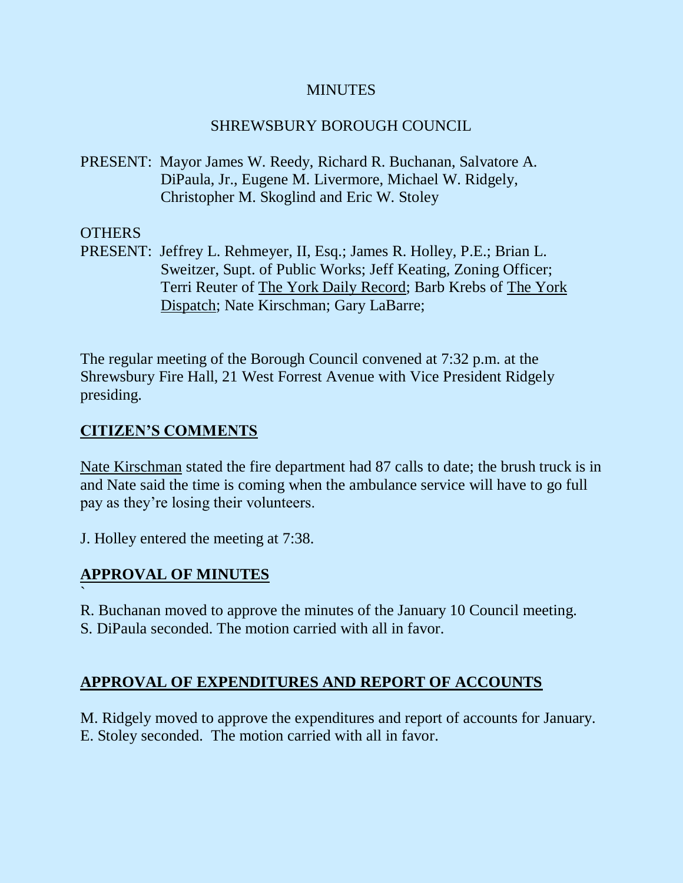# MINUTES

## SHREWSBURY BOROUGH COUNCIL

PRESENT: Mayor James W. Reedy, Richard R. Buchanan, Salvatore A. DiPaula, Jr., Eugene M. Livermore, Michael W. Ridgely, Christopher M. Skoglind and Eric W. Stoley

OTHERS
PRESENT: Jeffrey L. Rehmeyer, II, Esq.; James R. Holley, P.E.; Brian L. Sweitzer, Supt. of Public Works; Jeff Keating, Zoning Officer; Terri Reuter of The York Daily Record; Barb Krebs of The York Dispatch; Nate Kirschman; Gary LaBarre;

The regular meeting of the Borough Council convened at 7:32 p.m. at the Shrewsbury Fire Hall, 21 West Forrest Avenue with Vice President Ridgely presiding.

## CITIZEN'S COMMENTS

Nate Kirschman stated the fire department had 87 calls to date; the brush truck is in and Nate said the time is coming when the ambulance service will have to go full pay as they're losing their volunteers.

J. Holley entered the meeting at 7:38.

## APPROVAL OF MINUTES

`

R. Buchanan moved to approve the minutes of the January 10 Council meeting. S. DiPaula seconded. The motion carried with all in favor.

## APPROVAL OF EXPENDITURES AND REPORT OF ACCOUNTS

M. Ridgely moved to approve the expenditures and report of accounts for January. E. Stoley seconded. The motion carried with all in favor.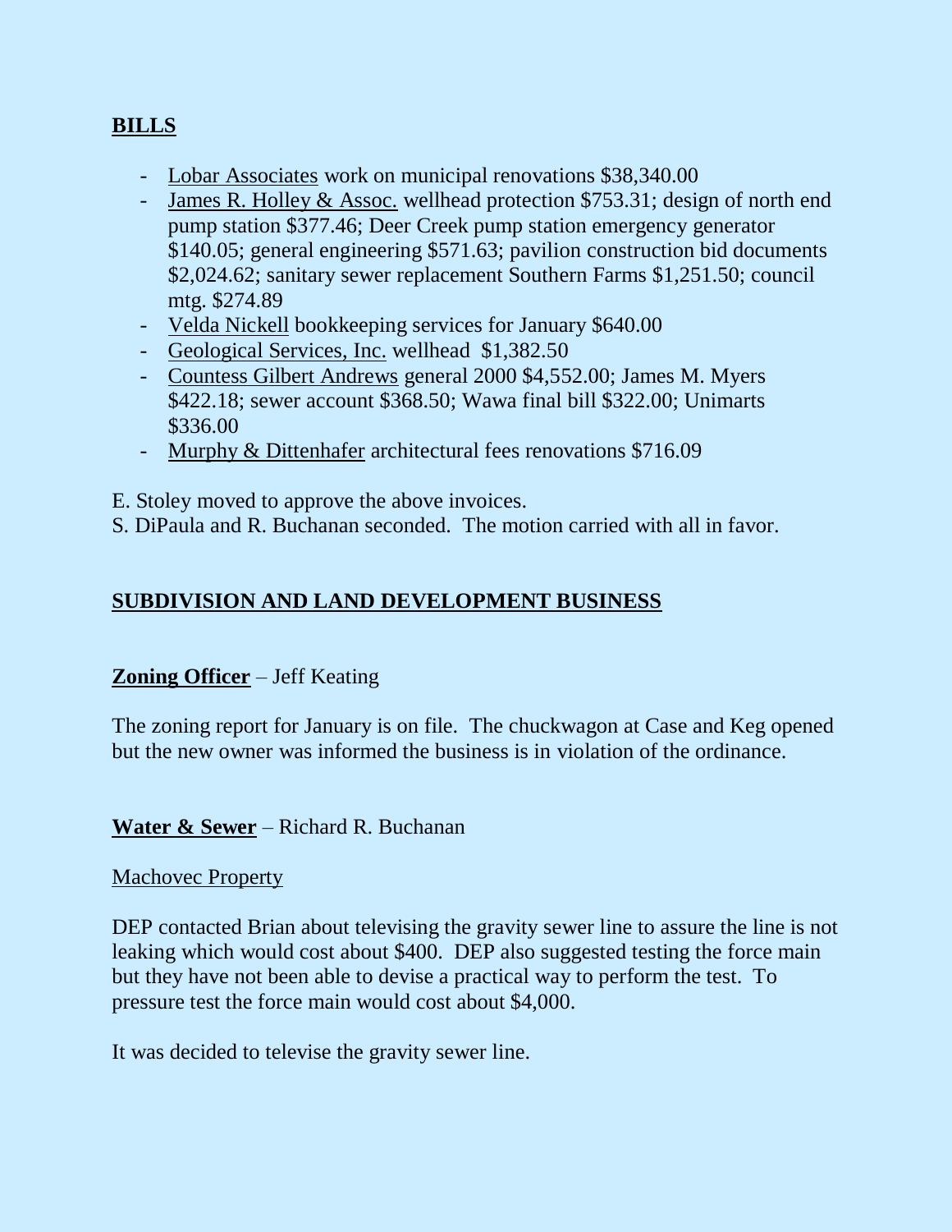## BILLS

- Lobar Associates work on municipal renovations $38,340.00
- James R. Holley & Assoc. wellhead protection $753.31; design of north end pump station $377.46; Deer Creek pump station emergency generator $140.05; general engineering $571.63; pavilion construction bid documents $2,024.62; sanitary sewer replacement Southern Farms $1,251.50; council mtg. $274.89
- Velda Nickell bookkeeping services for January $640.00
- Geological Services, Inc. wellhead $1,382.50
- Countess Gilbert Andrews general 2000 $4,552.00; James M. Myers $422.18; sewer account $368.50; Wawa final bill $322.00; Unimarts $336.00
- Murphy & Dittenhafer architectural fees renovations $716.09

E. Stoley moved to approve the above invoices.
S. DiPaula and R. Buchanan seconded. The motion carried with all in favor.

## SUBDIVISION AND LAND DEVELOPMENT BUSINESS

**Zoning Officer** – Jeff Keating

The zoning report for January is on file. The chuckwagon at Case and Keg opened but the new owner was informed the business is in violation of the ordinance.

**Water & Sewer** – Richard R. Buchanan

Machovec Property

DEP contacted Brian about televising the gravity sewer line to assure the line is not leaking which would cost about $400. DEP also suggested testing the force main but they have not been able to devise a practical way to perform the test. To pressure test the force main would cost about $4,000.

It was decided to televise the gravity sewer line.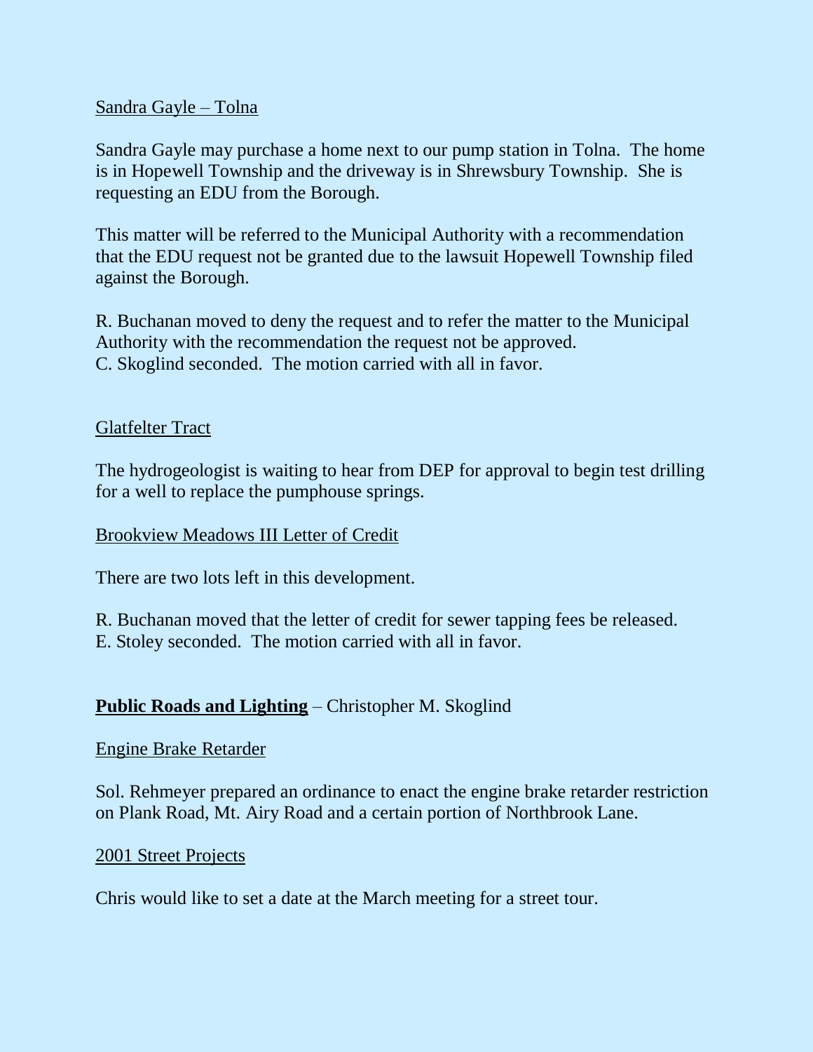Sandra Gayle – Tolna

Sandra Gayle may purchase a home next to our pump station in Tolna. The home is in Hopewell Township and the driveway is in Shrewsbury Township. She is requesting an EDU from the Borough.

This matter will be referred to the Municipal Authority with a recommendation that the EDU request not be granted due to the lawsuit Hopewell Township filed against the Borough.

R. Buchanan moved to deny the request and to refer the matter to the Municipal Authority with the recommendation the request not be approved.
C. Skoglind seconded. The motion carried with all in favor.

Glatfelter Tract

The hydrogeologist is waiting to hear from DEP for approval to begin test drilling for a well to replace the pumphouse springs.

Brookview Meadows III Letter of Credit

There are two lots left in this development.

R. Buchanan moved that the letter of credit for sewer tapping fees be released.
E. Stoley seconded. The motion carried with all in favor.

**Public Roads and Lighting** – Christopher M. Skoglind

Engine Brake Retarder

Sol. Rehmeyer prepared an ordinance to enact the engine brake retarder restriction on Plank Road, Mt. Airy Road and a certain portion of Northbrook Lane.

2001 Street Projects

Chris would like to set a date at the March meeting for a street tour.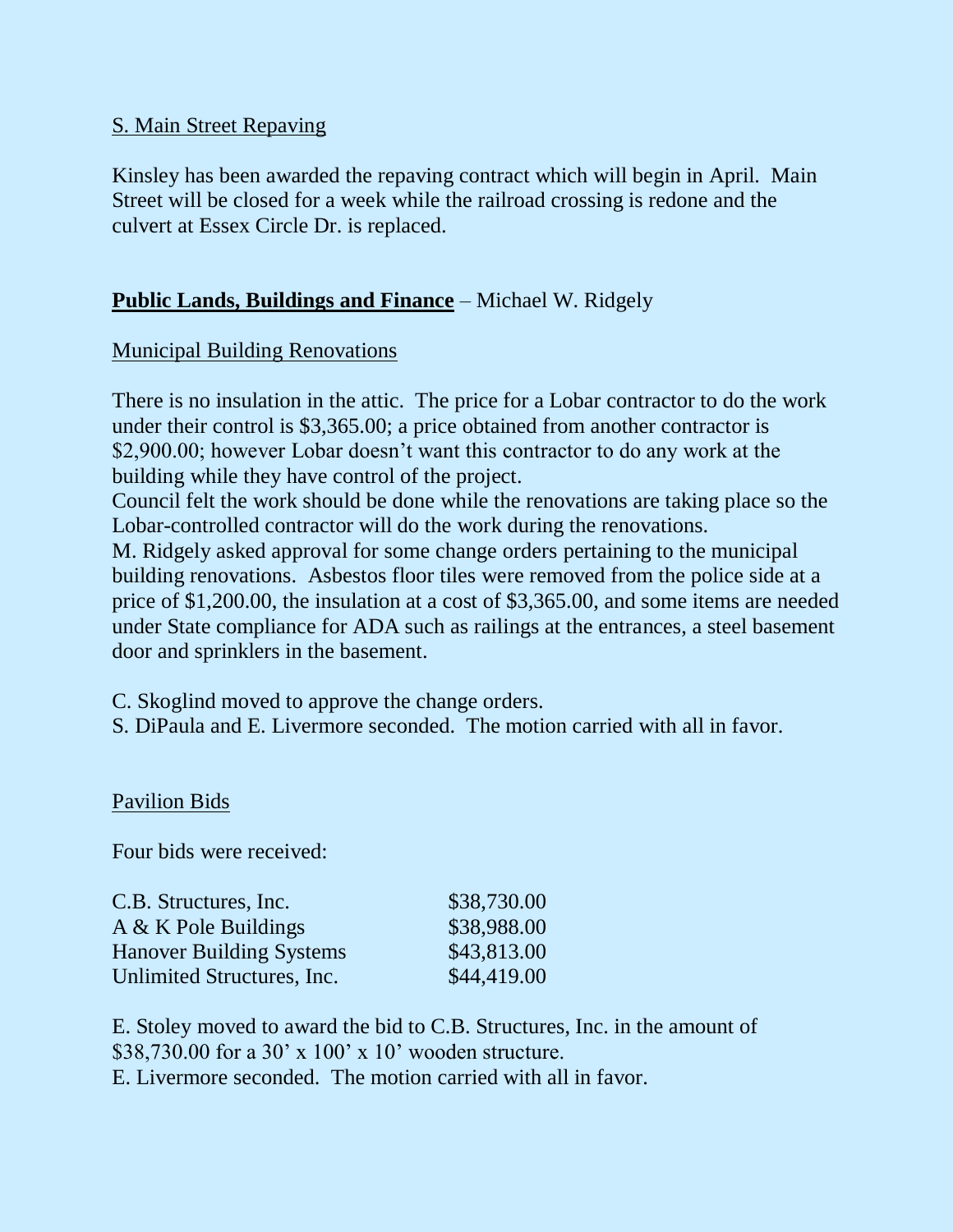S. Main Street Repaving

Kinsley has been awarded the repaving contract which will begin in April. Main Street will be closed for a week while the railroad crossing is redone and the culvert at Essex Circle Dr. is replaced.

## **Public Lands, Buildings and Finance** – Michael W. Ridgely

Municipal Building Renovations

There is no insulation in the attic. The price for a Lobar contractor to do the work under their control is $3,365.00; a price obtained from another contractor is $2,900.00; however Lobar doesn't want this contractor to do any work at the building while they have control of the project.
Council felt the work should be done while the renovations are taking place so the Lobar-controlled contractor will do the work during the renovations.
M. Ridgely asked approval for some change orders pertaining to the municipal building renovations. Asbestos floor tiles were removed from the police side at a price of $1,200.00, the insulation at a cost of $3,365.00, and some items are needed under State compliance for ADA such as railings at the entrances, a steel basement door and sprinklers in the basement.

C. Skoglind moved to approve the change orders.
S. DiPaula and E. Livermore seconded. The motion carried with all in favor.

Pavilion Bids

Four bids were received:

| | |
|---|---|
| C.B. Structures, Inc. | $38,730.00 |
| A & K Pole Buildings | $38,988.00 |
| Hanover Building Systems | $43,813.00 |
| Unlimited Structures, Inc. | $44,419.00 |

E. Stoley moved to award the bid to C.B. Structures, Inc. in the amount of $38,730.00 for a 30' x 100' x 10' wooden structure.
E. Livermore seconded. The motion carried with all in favor.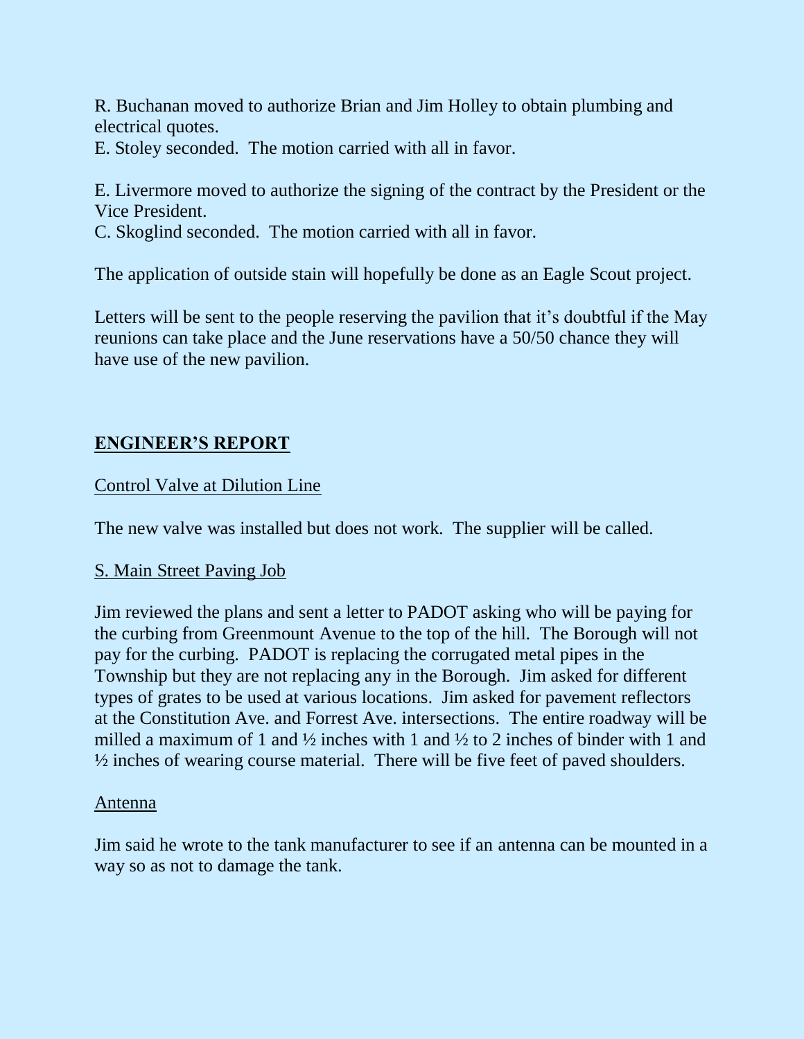R. Buchanan moved to authorize Brian and Jim Holley to obtain plumbing and electrical quotes.
E. Stoley seconded. The motion carried with all in favor.

E. Livermore moved to authorize the signing of the contract by the President or the Vice President.
C. Skoglind seconded. The motion carried with all in favor.

The application of outside stain will hopefully be done as an Eagle Scout project.

Letters will be sent to the people reserving the pavilion that it's doubtful if the May reunions can take place and the June reservations have a 50/50 chance they will have use of the new pavilion.

## ENGINEER'S REPORT

Control Valve at Dilution Line

The new valve was installed but does not work. The supplier will be called.

S. Main Street Paving Job

Jim reviewed the plans and sent a letter to PADOT asking who will be paying for the curbing from Greenmount Avenue to the top of the hill. The Borough will not pay for the curbing. PADOT is replacing the corrugated metal pipes in the Township but they are not replacing any in the Borough. Jim asked for different types of grates to be used at various locations. Jim asked for pavement reflectors at the Constitution Ave. and Forrest Ave. intersections. The entire roadway will be milled a maximum of 1 and ½ inches with 1 and ½ to 2 inches of binder with 1 and ½ inches of wearing course material. There will be five feet of paved shoulders.

Antenna

Jim said he wrote to the tank manufacturer to see if an antenna can be mounted in a way so as not to damage the tank.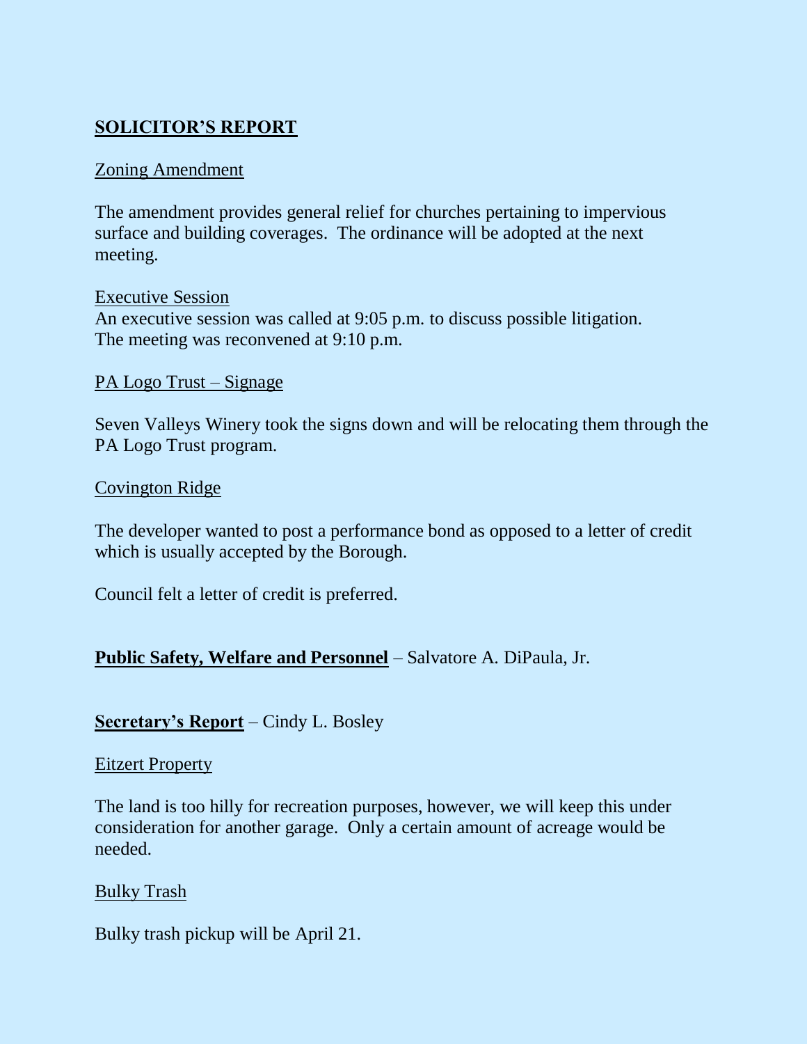## SOLICITOR'S REPORT

Zoning Amendment

The amendment provides general relief for churches pertaining to impervious surface and building coverages. The ordinance will be adopted at the next meeting.

Executive Session

An executive session was called at 9:05 p.m. to discuss possible litigation. The meeting was reconvened at 9:10 p.m.

PA Logo Trust – Signage

Seven Valleys Winery took the signs down and will be relocating them through the PA Logo Trust program.

Covington Ridge

The developer wanted to post a performance bond as opposed to a letter of credit which is usually accepted by the Borough.

Council felt a letter of credit is preferred.

**Public Safety, Welfare and Personnel** – Salvatore A. DiPaula, Jr.

**Secretary's Report** – Cindy L. Bosley

Eitzert Property

The land is too hilly for recreation purposes, however, we will keep this under consideration for another garage. Only a certain amount of acreage would be needed.

Bulky Trash

Bulky trash pickup will be April 21.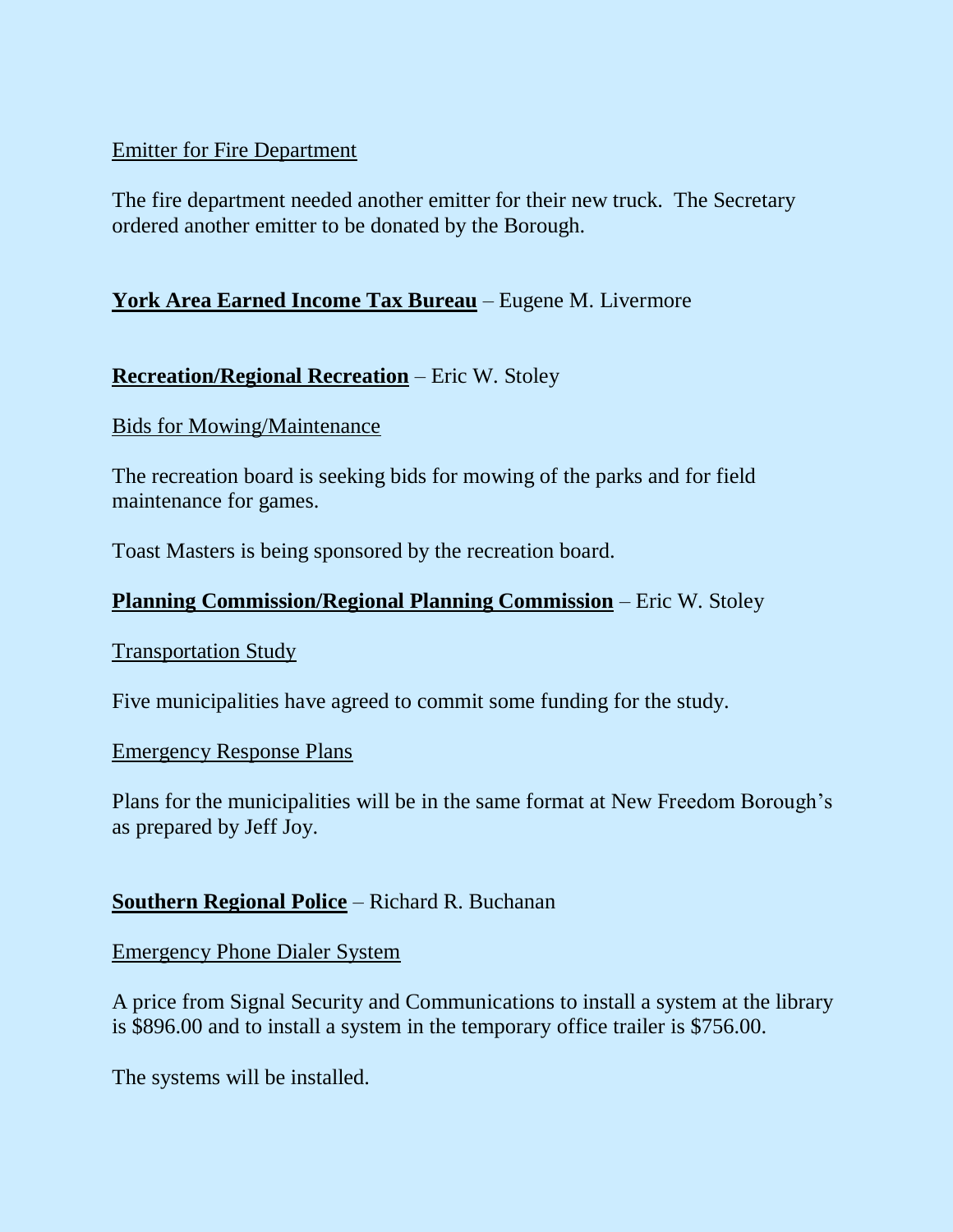Emitter for Fire Department

The fire department needed another emitter for their new truck. The Secretary ordered another emitter to be donated by the Borough.

**York Area Earned Income Tax Bureau** – Eugene M. Livermore

**Recreation/Regional Recreation** – Eric W. Stoley

Bids for Mowing/Maintenance

The recreation board is seeking bids for mowing of the parks and for field maintenance for games.

Toast Masters is being sponsored by the recreation board.

**Planning Commission/Regional Planning Commission** – Eric W. Stoley

Transportation Study

Five municipalities have agreed to commit some funding for the study.

Emergency Response Plans

Plans for the municipalities will be in the same format at New Freedom Borough's as prepared by Jeff Joy.

**Southern Regional Police** – Richard R. Buchanan

Emergency Phone Dialer System

A price from Signal Security and Communications to install a system at the library is $896.00 and to install a system in the temporary office trailer is $756.00.

The systems will be installed.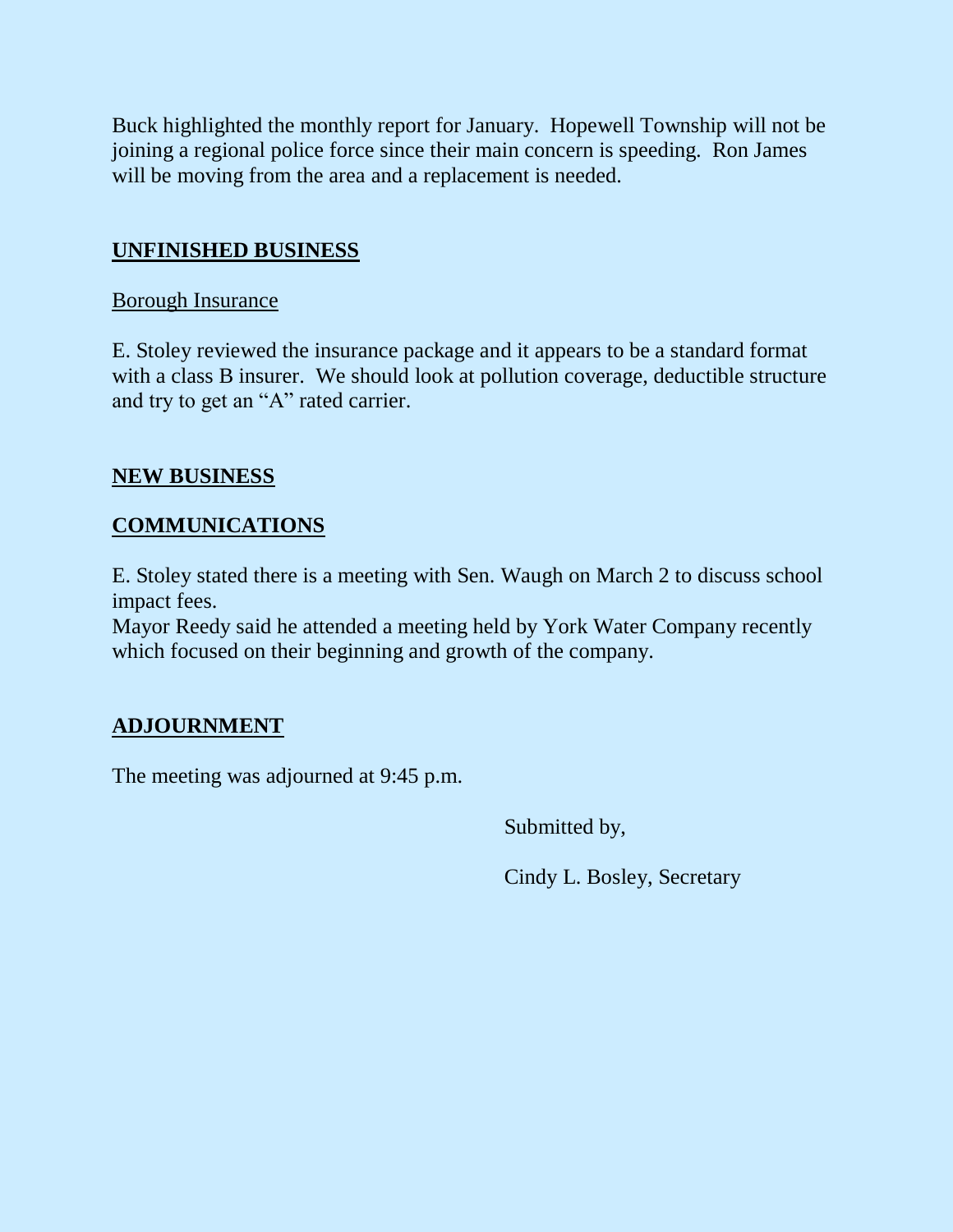Buck highlighted the monthly report for January. Hopewell Township will not be joining a regional police force since their main concern is speeding. Ron James will be moving from the area and a replacement is needed.

## **UNFINISHED BUSINESS**

Borough Insurance

E. Stoley reviewed the insurance package and it appears to be a standard format with a class B insurer. We should look at pollution coverage, deductible structure and try to get an "A" rated carrier.

## **NEW BUSINESS**

## **COMMUNICATIONS**

E. Stoley stated there is a meeting with Sen. Waugh on March 2 to discuss school impact fees.
Mayor Reedy said he attended a meeting held by York Water Company recently which focused on their beginning and growth of the company.

## **ADJOURNMENT**

The meeting was adjourned at 9:45 p.m.

Submitted by,

Cindy L. Bosley, Secretary